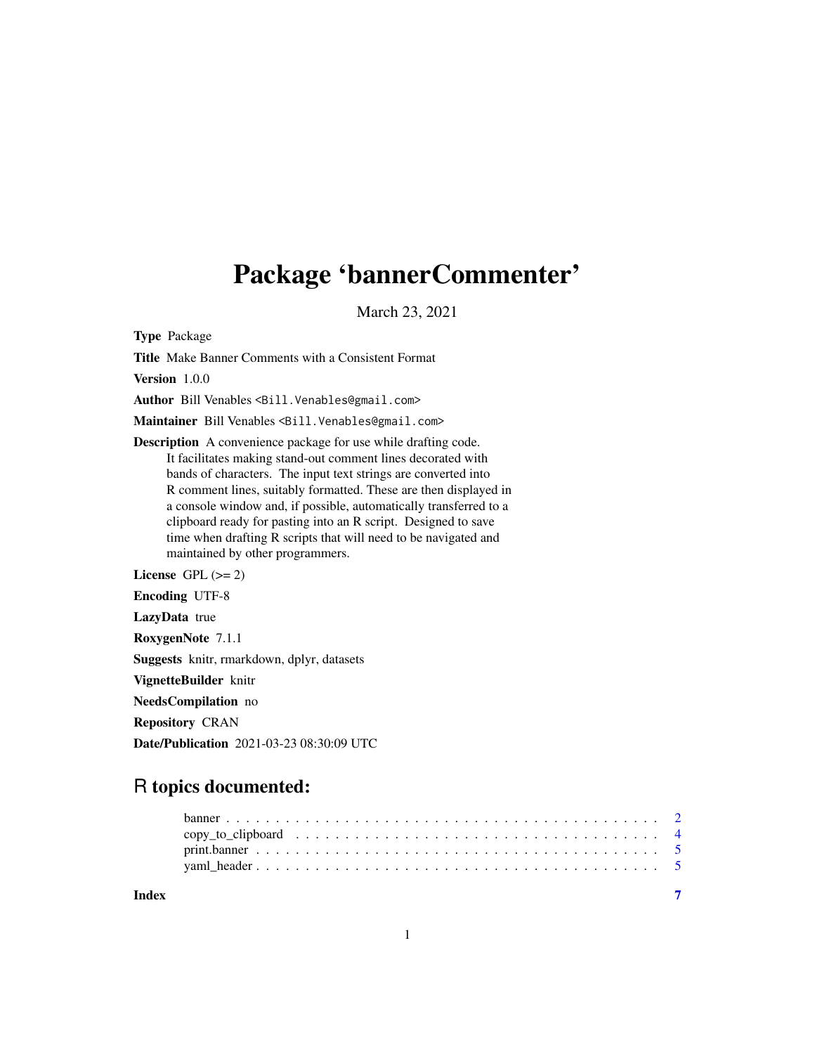# Package 'bannerCommenter'

March 23, 2021

**Type** Package

**Title** Make Banner Comments with a Consistent Format

**Version** 1.0.0

**Author** Bill Venables <Bill.Venables@gmail.com>

**Maintainer** Bill Venables <Bill.Venables@gmail.com>

**Description** A convenience package for use while drafting code. It facilitates making stand-out comment lines decorated with bands of characters. The input text strings are converted into R comment lines, suitably formatted. These are then displayed in a console window and, if possible, automatically transferred to a clipboard ready for pasting into an R script. Designed to save time when drafting R scripts that will need to be navigated and maintained by other programmers.

**License** GPL (>= 2)

**Encoding** UTF-8

**LazyData** true

**RoxygenNote** 7.1.1

**Suggests** knitr, rmarkdown, dplyr, datasets

**VignetteBuilder** knitr

**NeedsCompilation** no

**Repository** CRAN

**Date/Publication** 2021-03-23 08:30:09 UTC

## R topics documented:

banner . . . . . . . . . . . . . . . . . . . . . . . . . . . . . . . . . . . . . . . . . 2
copy_to_clipboard . . . . . . . . . . . . . . . . . . . . . . . . . . . . . . . . . . . 4
print.banner . . . . . . . . . . . . . . . . . . . . . . . . . . . . . . . . . . . . . . 5
yaml_header . . . . . . . . . . . . . . . . . . . . . . . . . . . . . . . . . . . . . . 5

**Index** 7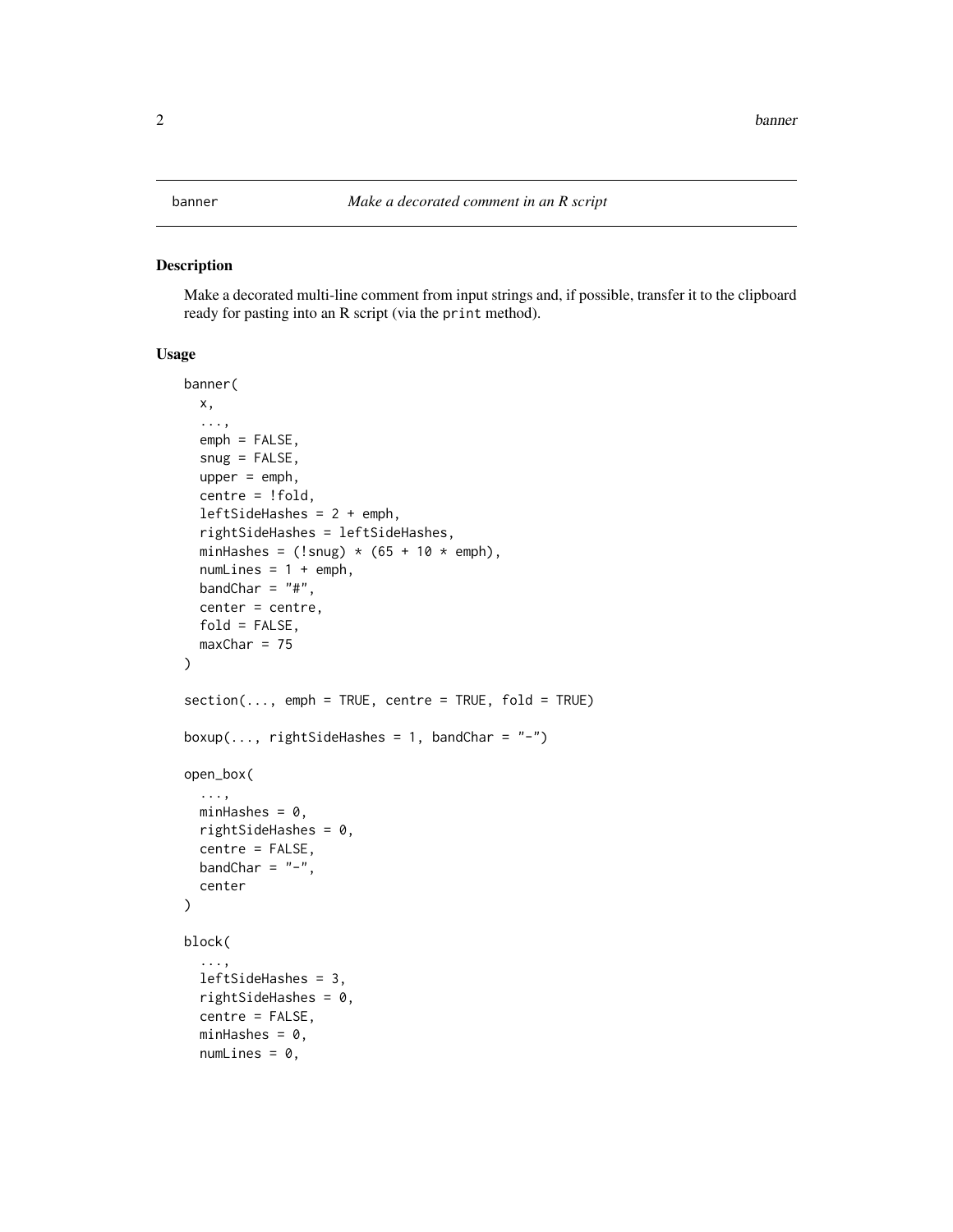banner *Make a decorated comment in an R script*

## Description

Make a decorated multi-line comment from input strings and, if possible, transfer it to the clipboard ready for pasting into an R script (via the `print` method).

## Usage

```
banner(
  x,
  ...,
  emph = FALSE,
  snug = FALSE,
  upper = emph,
  centre = !fold,
  leftSideHashes = 2 + emph,
  rightSideHashes = leftSideHashes,
  minHashes = (!snug) * (65 + 10 * emph),
  numLines = 1 + emph,
  bandChar = "#",
  center = centre,
  fold = FALSE,
  maxChar = 75
)

section(..., emph = TRUE, centre = TRUE, fold = TRUE)

boxup(..., rightSideHashes = 1, bandChar = "-")

open_box(
  ...,
  minHashes = 0,
  rightSideHashes = 0,
  centre = FALSE,
  bandChar = "-",
  center
)

block(
  ...,
  leftSideHashes = 3,
  rightSideHashes = 0,
  centre = FALSE,
  minHashes = 0,
  numLines = 0,
```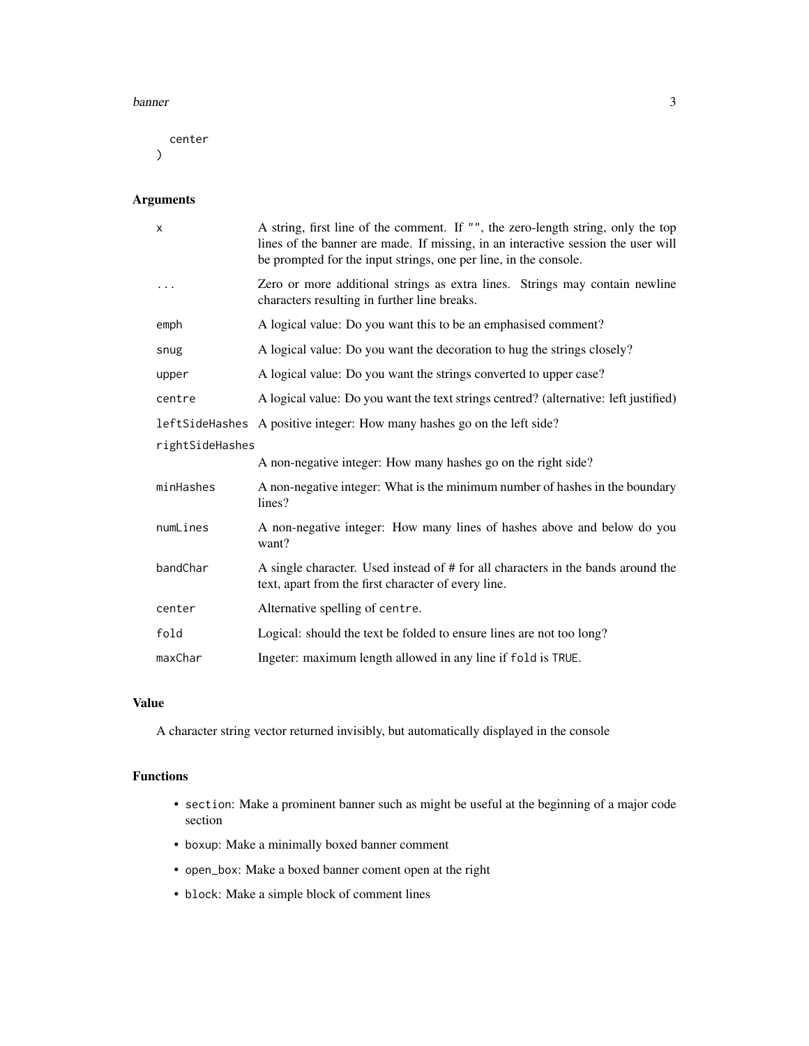```
  center
)
```

## Arguments

| | |
|---|---|
| `x` | A string, first line of the comment. If `""`, the zero-length string, only the top lines of the banner are made. If missing, in an interactive session the user will be prompted for the input strings, one per line, in the console. |
| `...` | Zero or more additional strings as extra lines. Strings may contain newline characters resulting in further line breaks. |
| `emph` | A logical value: Do you want this to be an emphasised comment? |
| `snug` | A logical value: Do you want the decoration to hug the strings closely? |
| `upper` | A logical value: Do you want the strings converted to upper case? |
| `centre` | A logical value: Do you want the text strings centred? (alternative: left justified) |
| `leftSideHashes` | A positive integer: How many hashes go on the left side? |
| `rightSideHashes` | A non-negative integer: How many hashes go on the right side? |
| `minHashes` | A non-negative integer: What is the minimum number of hashes in the boundary lines? |
| `numLines` | A non-negative integer: How many lines of hashes above and below do you want? |
| `bandChar` | A single character. Used instead of # for all characters in the bands around the text, apart from the first character of every line. |
| `center` | Alternative spelling of `centre`. |
| `fold` | Logical: should the text be folded to ensure lines are not too long? |
| `maxChar` | Ingeter: maximum length allowed in any line if `fold` is `TRUE`. |

## Value

A character string vector returned invisibly, but automatically displayed in the console

## Functions

- `section`: Make a prominent banner such as might be useful at the beginning of a major code section
- `boxup`: Make a minimally boxed banner comment
- `open_box`: Make a boxed banner coment open at the right
- `block`: Make a simple block of comment lines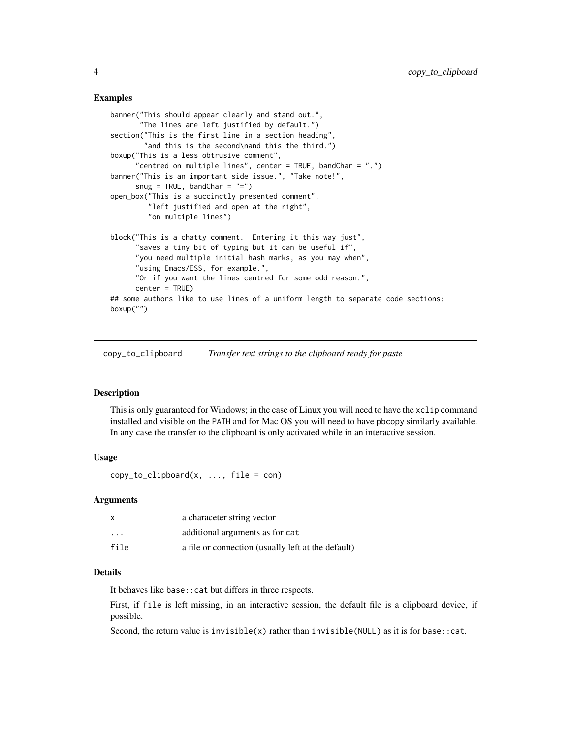### Examples

```
banner("This should appear clearly and stand out.",
       "The lines are left justified by default.")
section("This is the first line in a section heading",
        "and this is the second\nand this the third.")
boxup("This is a less obtrusive comment",
      "centred on multiple lines", center = TRUE, bandChar = ".")
banner("This is an important side issue.", "Take note!",
      snug = TRUE, bandChar = "=")
open_box("This is a succinctly presented comment",
         "left justified and open at the right",
         "on multiple lines")

block("This is a chatty comment.  Entering it this way just",
      "saves a tiny bit of typing but it can be useful if",
      "you need multiple initial hash marks, as you may when",
      "using Emacs/ESS, for example.",
      "Or if you want the lines centred for some odd reason.",
      center = TRUE)
## some authors like to use lines of a uniform length to separate code sections:
boxup("")
```

---

## copy_to_clipboard    *Transfer text strings to the clipboard ready for paste*

---

### Description

This is only guaranteed for Windows; in the case of Linux you will need to have the `xclip` command installed and visible on the `PATH` and for Mac OS you will need to have `pbcopy` similarly available. In any case the transfer to the clipboard is only activated while in an interactive session.

### Usage

```
copy_to_clipboard(x, ..., file = con)
```

### Arguments

| | |
|---|---|
| `x` | a characeter string vector |
| `...` | additional arguments as for `cat` |
| `file` | a file or connection (usually left at the default) |

### Details

It behaves like `base::cat` but differs in three respects.

First, if `file` is left missing, in an interactive session, the default file is a clipboard device, if possible.

Second, the return value is `invisible(x)` rather than `invisible(NULL)` as it is for `base::cat`.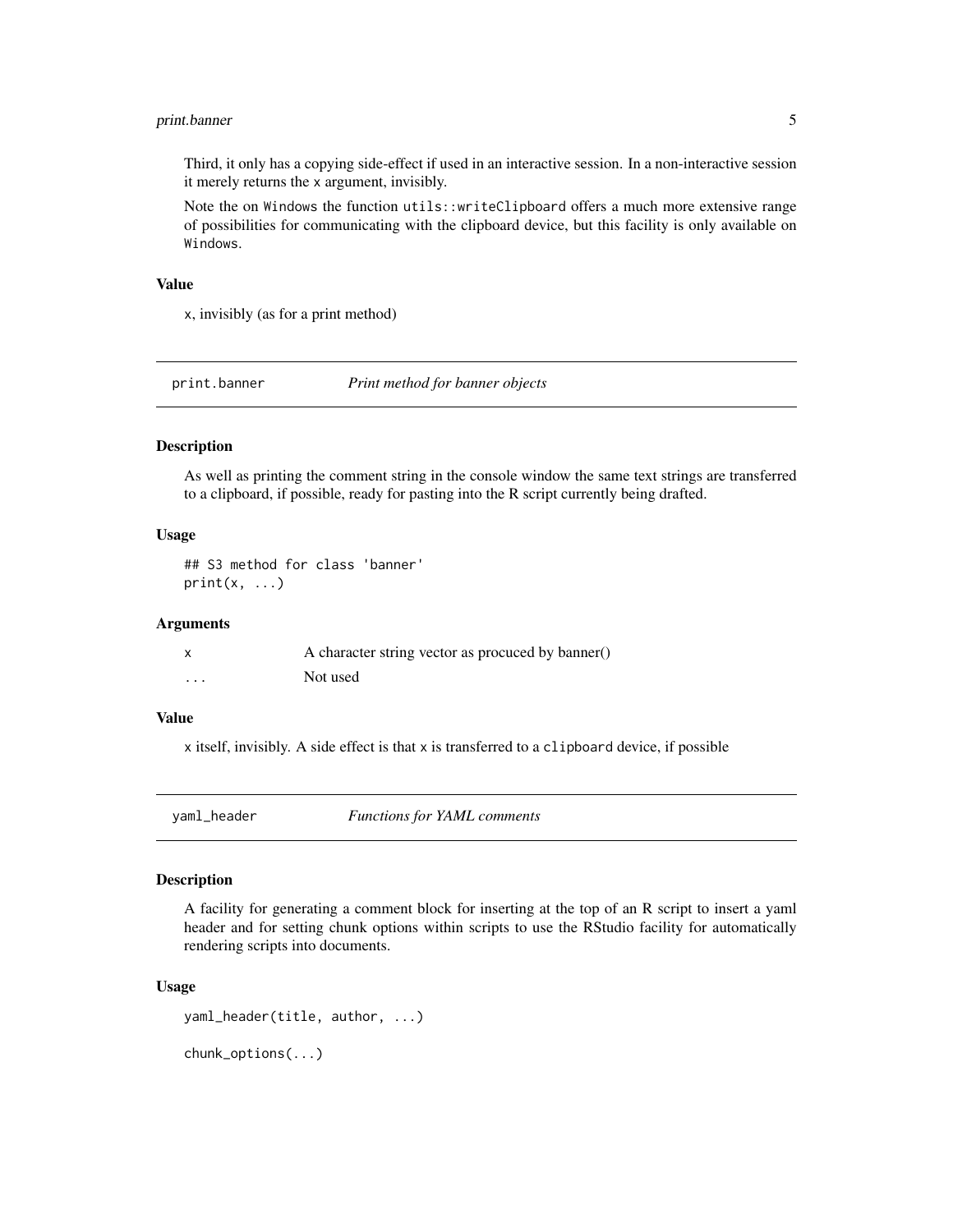Third, it only has a copying side-effect if used in an interactive session. In a non-interactive session it merely returns the `x` argument, invisibly.

Note the on `Windows` the function `utils::writeClipboard` offers a much more extensive range of possibilities for communicating with the clipboard device, but this facility is only available on `Windows`.

### Value

`x`, invisibly (as for a print method)

---

## `print.banner` — *Print method for banner objects*

### Description

As well as printing the comment string in the console window the same text strings are transferred to a clipboard, if possible, ready for pasting into the R script currently being drafted.

### Usage

```
## S3 method for class 'banner'
print(x, ...)
```

### Arguments

| | |
|---|---|
| `x` | A character string vector as procuced by banner() |
| `...` | Not used |

### Value

`x` itself, invisibly. A side effect is that `x` is transferred to a `clipboard` device, if possible

---

## `yaml_header` — *Functions for YAML comments*

### Description

A facility for generating a comment block for inserting at the top of an R script to insert a yaml header and for setting chunk options within scripts to use the RStudio facility for automatically rendering scripts into documents.

### Usage

```
yaml_header(title, author, ...)

chunk_options(...)
```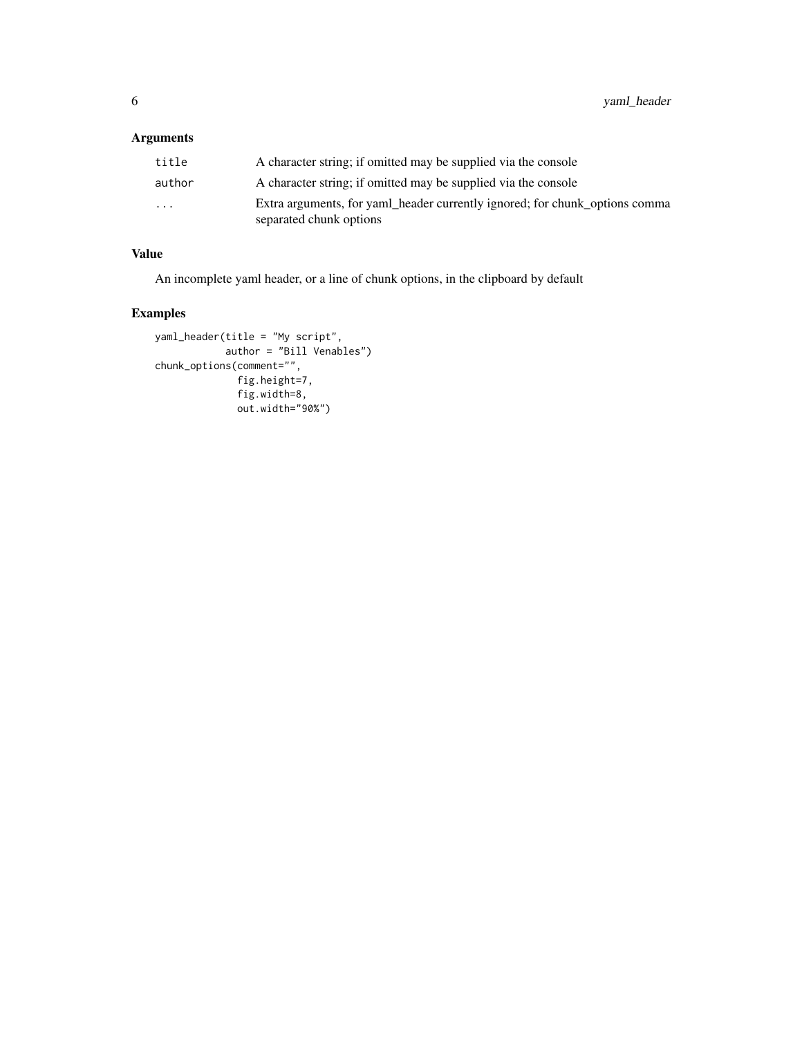## Arguments

| | |
|---|---|
| title | A character string; if omitted may be supplied via the console |
| author | A character string; if omitted may be supplied via the console |
| ... | Extra arguments, for yaml_header currently ignored; for chunk_options comma separated chunk options |

## Value

An incomplete yaml header, or a line of chunk options, in the clipboard by default

## Examples

```
yaml_header(title = "My script",
            author = "Bill Venables")
chunk_options(comment="",
              fig.height=7,
              fig.width=8,
              out.width="90%")
```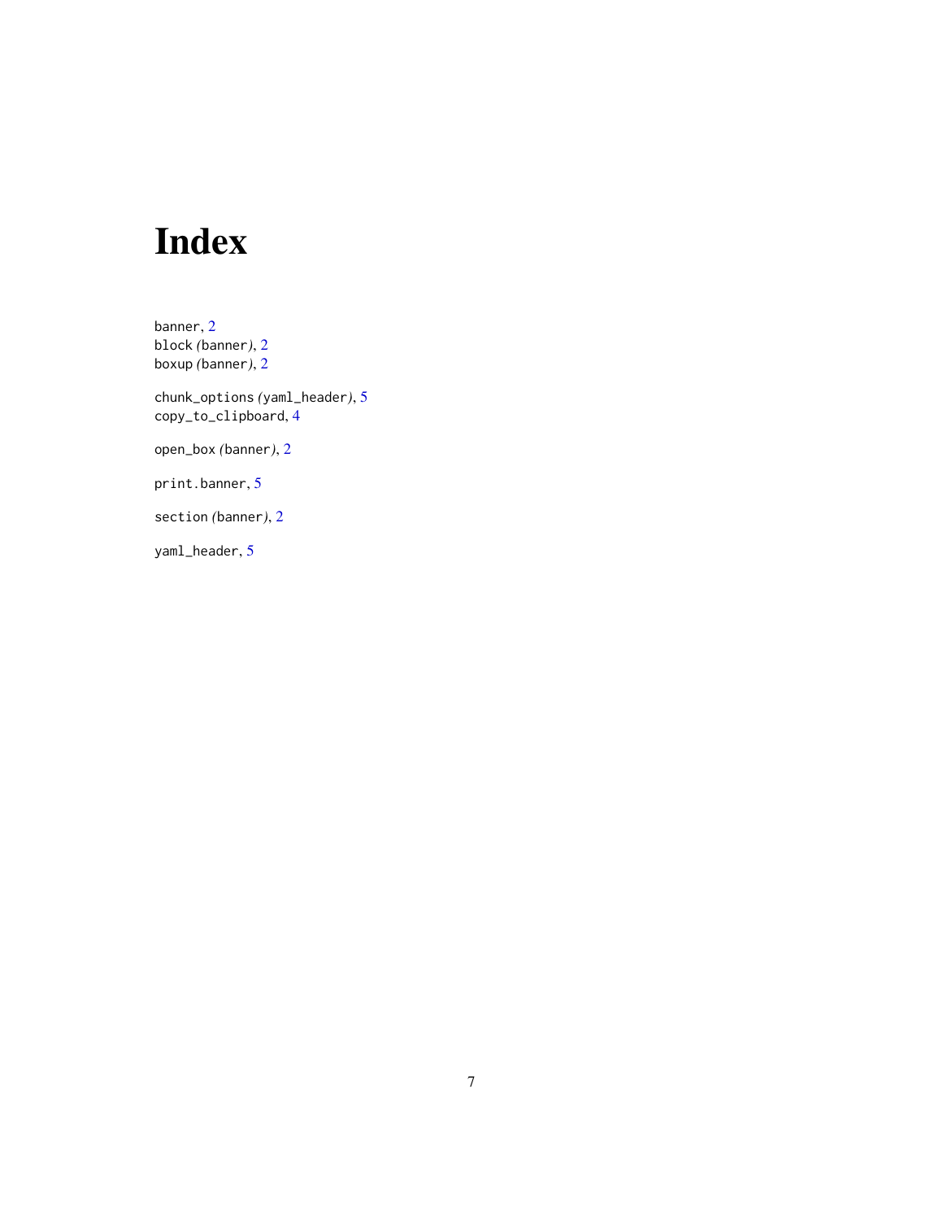# Index

banner, 2
block (banner), 2
boxup (banner), 2

chunk_options (yaml_header), 5
copy_to_clipboard, 4

open_box (banner), 2

print.banner, 5

section (banner), 2

yaml_header, 5